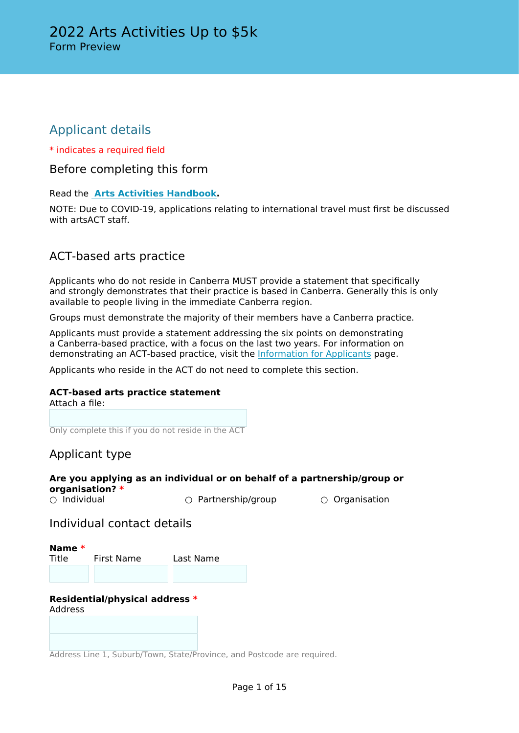# 2022 Arts Activities Up to $5k

Form Preview

## Applicant details

* indicates a required field

### Before completing this form

Read the **[Arts Activities Handbook](Arts Activities Handbook)**.

NOTE: Due to COVID-19, applications relating to international travel must first be discussed with artsACT staff.

### ACT-based arts practice

Applicants who do not reside in Canberra MUST provide a statement that specifically and strongly demonstrates that their practice is based in Canberra. Generally this is only available to people living in the immediate Canberra region.

Groups must demonstrate the majority of their members have a Canberra practice.

Applicants must provide a statement addressing the six points on demonstrating a Canberra-based practice, with a focus on the last two years. For information on demonstrating an ACT-based practice, visit the Information for Applicants page.

Applicants who reside in the ACT do not need to complete this section.

**ACT-based arts practice statement**
Attach a file:

Only complete this if you do not reside in the ACT

### Applicant type

**Are you applying as an individual or on behalf of a partnership/group or organisation?** *

○ Individual ○ Partnership/group ○ Organisation

### Individual contact details

**Name** *

Title | First Name | Last Name

**Residential/physical address** *

Address

Address Line 1, Suburb/Town, State/Province, and Postcode are required.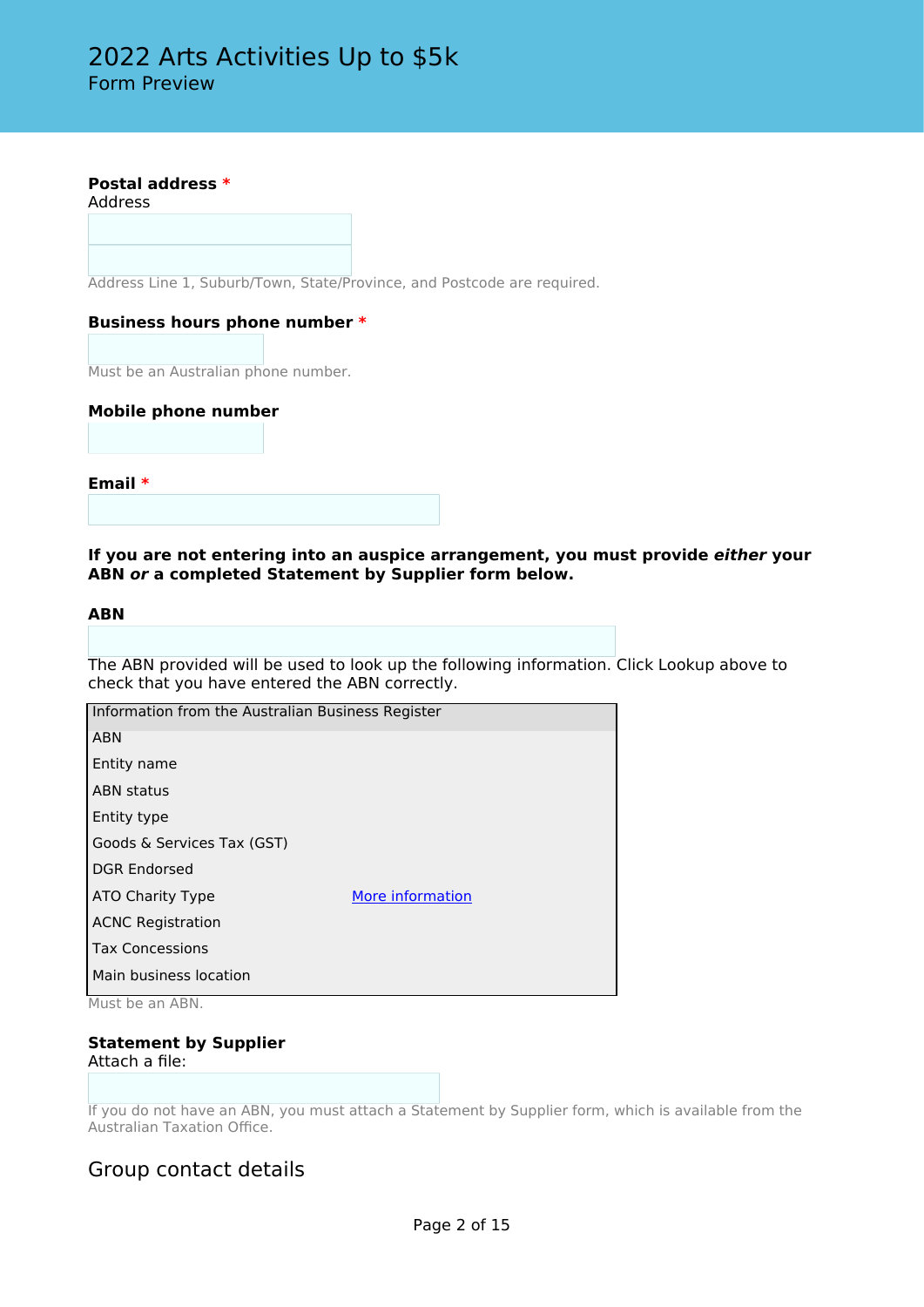**Postal address** *
Address

Address Line 1, Suburb/Town, State/Province, and Postcode are required.

**Business hours phone number** *

Must be an Australian phone number.

**Mobile phone number**

**Email** *

**If you are not entering into an auspice arrangement, you must provide *either* your ABN *or* a completed Statement by Supplier form below.**

**ABN**

The ABN provided will be used to look up the following information. Click Lookup above to check that you have entered the ABN correctly.

| Information from the Australian Business Register | |
|---|---|
| ABN | |
| Entity name | |
| ABN status | |
| Entity type | |
| Goods & Services Tax (GST) | |
| DGR Endorsed | |
| ATO Charity Type | More information |
| ACNC Registration | |
| Tax Concessions | |
| Main business location | |

Must be an ABN.

**Statement by Supplier**
Attach a file:

If you do not have an ABN, you must attach a Statement by Supplier form, which is available from the Australian Taxation Office.

## Group contact details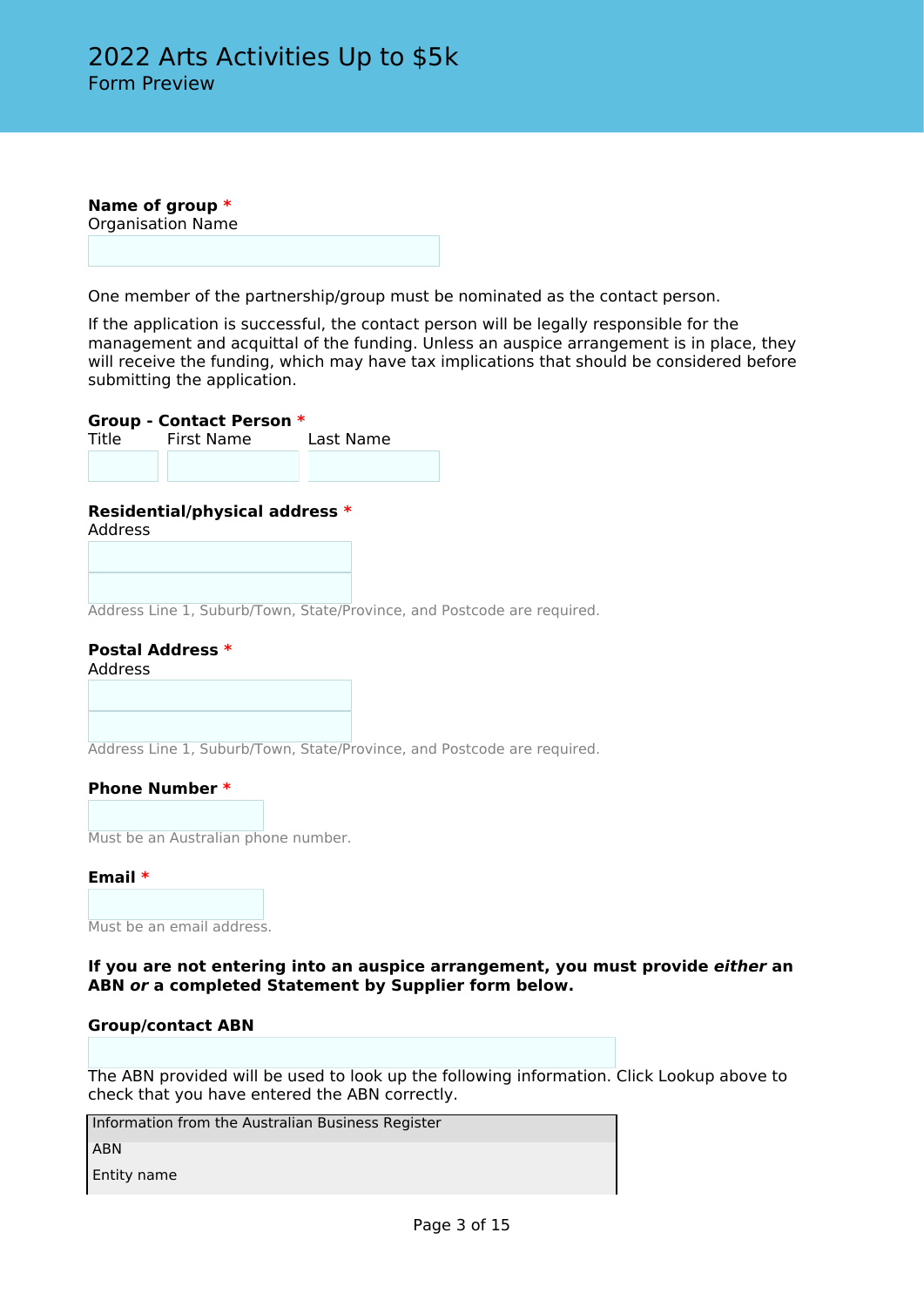# 2022 Arts Activities Up to $5k

Form Preview

**Name of group** *

Organisation Name

One member of the partnership/group must be nominated as the contact person.

If the application is successful, the contact person will be legally responsible for the management and acquittal of the funding. Unless an auspice arrangement is in place, they will receive the funding, which may have tax implications that should be considered before submitting the application.

**Group - Contact Person** *

Title First Name Last Name

**Residential/physical address** *

Address

Address Line 1, Suburb/Town, State/Province, and Postcode are required.

**Postal Address** *

Address

Address Line 1, Suburb/Town, State/Province, and Postcode are required.

**Phone Number** *

Must be an Australian phone number.

**Email** *

Must be an email address.

**If you are not entering into an auspice arrangement, you must provide *either* an ABN *or* a completed Statement by Supplier form below.**

**Group/contact ABN**

The ABN provided will be used to look up the following information. Click Lookup above to check that you have entered the ABN correctly.

| Information from the Australian Business Register |
|---|
| ABN |
| Entity name |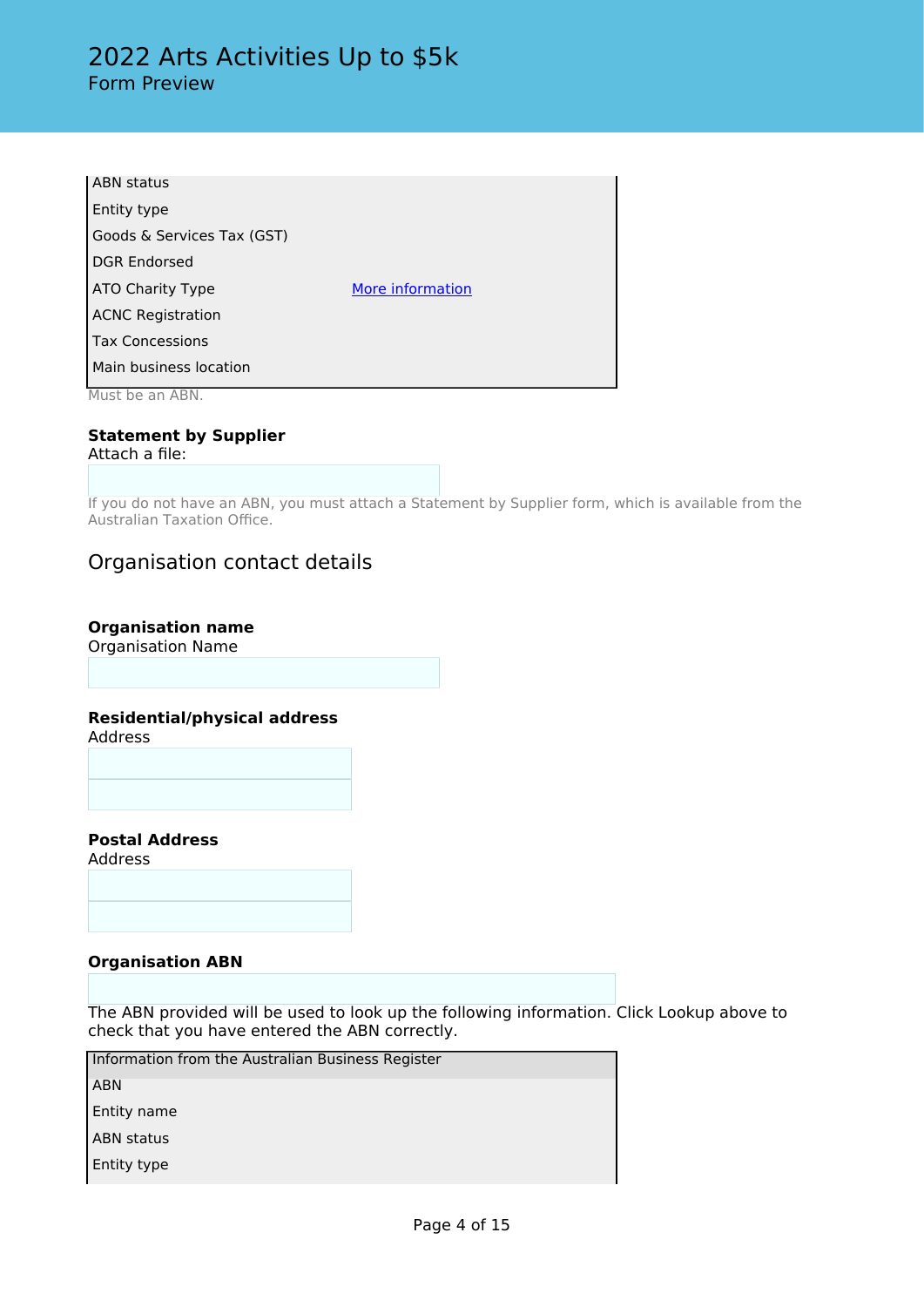| | |
|---|---|
| ABN status | |
| Entity type | |
| Goods & Services Tax (GST) | |
| DGR Endorsed | |
| ATO Charity Type | More information |
| ACNC Registration | |
| Tax Concessions | |
| Main business location | |

Must be an ABN.

**Statement by Supplier**
Attach a file:

If you do not have an ABN, you must attach a Statement by Supplier form, which is available from the Australian Taxation Office.

## Organisation contact details

**Organisation name**
Organisation Name

**Residential/physical address**
Address

**Postal Address**
Address

**Organisation ABN**

The ABN provided will be used to look up the following information. Click Lookup above to check that you have entered the ABN correctly.

| Information from the Australian Business Register |
|---|
| ABN |
| Entity name |
| ABN status |
| Entity type |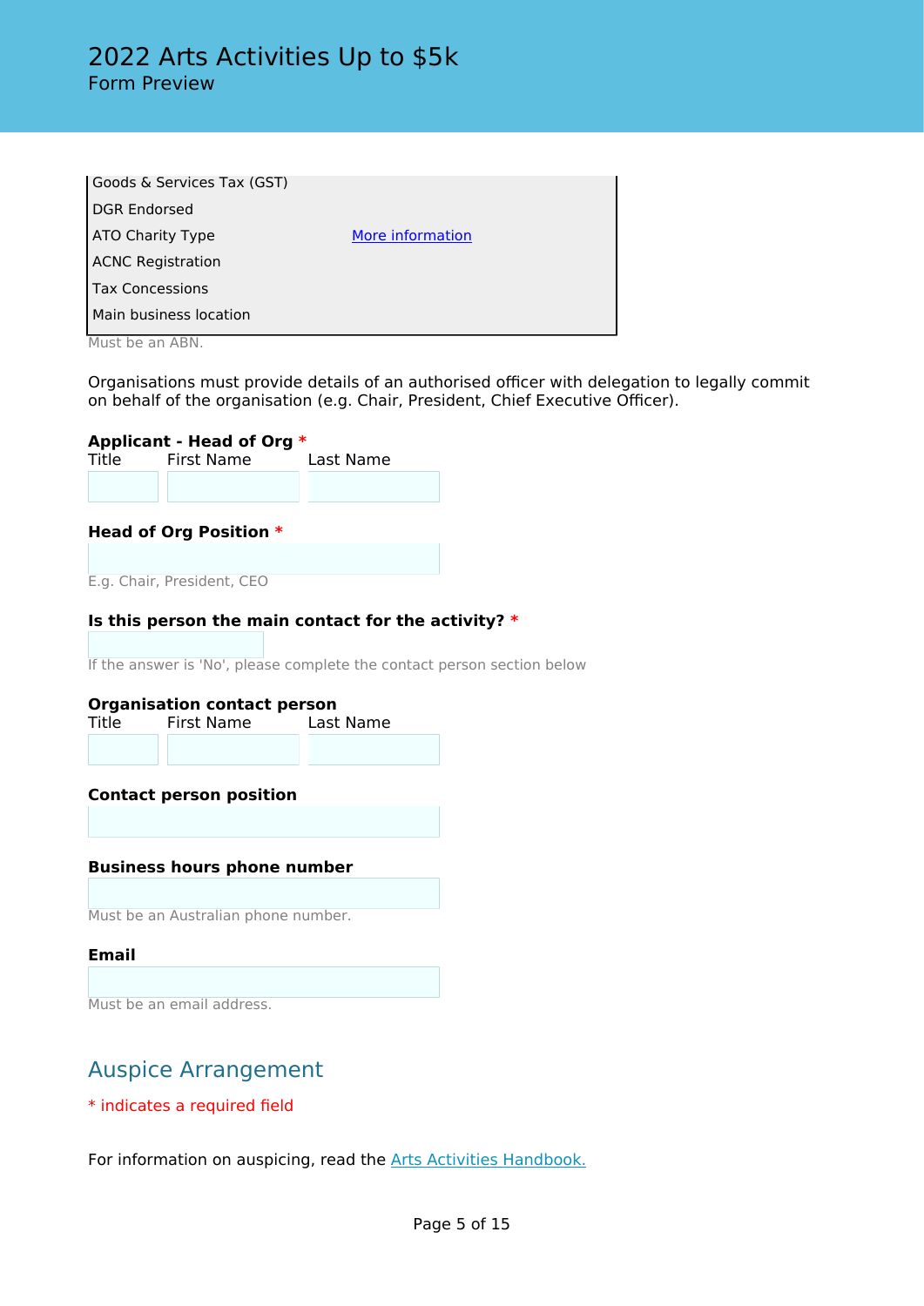| | |
|---|---|
| Goods & Services Tax (GST) | |
| DGR Endorsed | |
| ATO Charity Type | More information |
| ACNC Registration | |
| Tax Concessions | |
| Main business location | |

Must be an ABN.

Organisations must provide details of an authorised officer with delegation to legally commit on behalf of the organisation (e.g. Chair, President, Chief Executive Officer).

**Applicant - Head of Org** *

Title First Name Last Name

**Head of Org Position** *

E.g. Chair, President, CEO

**Is this person the main contact for the activity?** *

If the answer is 'No', please complete the contact person section below

**Organisation contact person**

Title First Name Last Name

**Contact person position**

**Business hours phone number**

Must be an Australian phone number.

**Email**

Must be an email address.

## Auspice Arrangement

* indicates a required field

For information on auspicing, read the Arts Activities Handbook.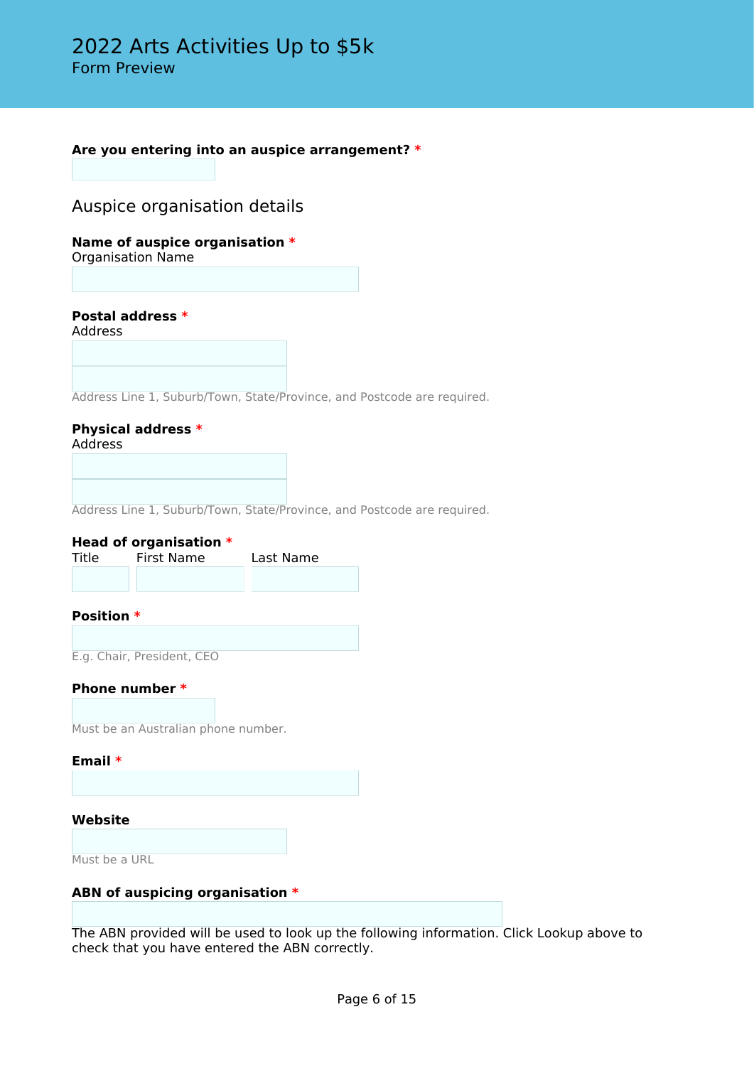# 2022 Arts Activities Up to $5k

Form Preview

**Are you entering into an auspice arrangement?** *

## Auspice organisation details

**Name of auspice organisation** *
Organisation Name

**Postal address** *
Address

Address Line 1, Suburb/Town, State/Province, and Postcode are required.

**Physical address** *
Address

Address Line 1, Suburb/Town, State/Province, and Postcode are required.

**Head of organisation** *

Title First Name Last Name

**Position** *

E.g. Chair, President, CEO

**Phone number** *

Must be an Australian phone number.

**Email** *

**Website**

Must be a URL

**ABN of auspicing organisation** *

The ABN provided will be used to look up the following information. Click Lookup above to check that you have entered the ABN correctly.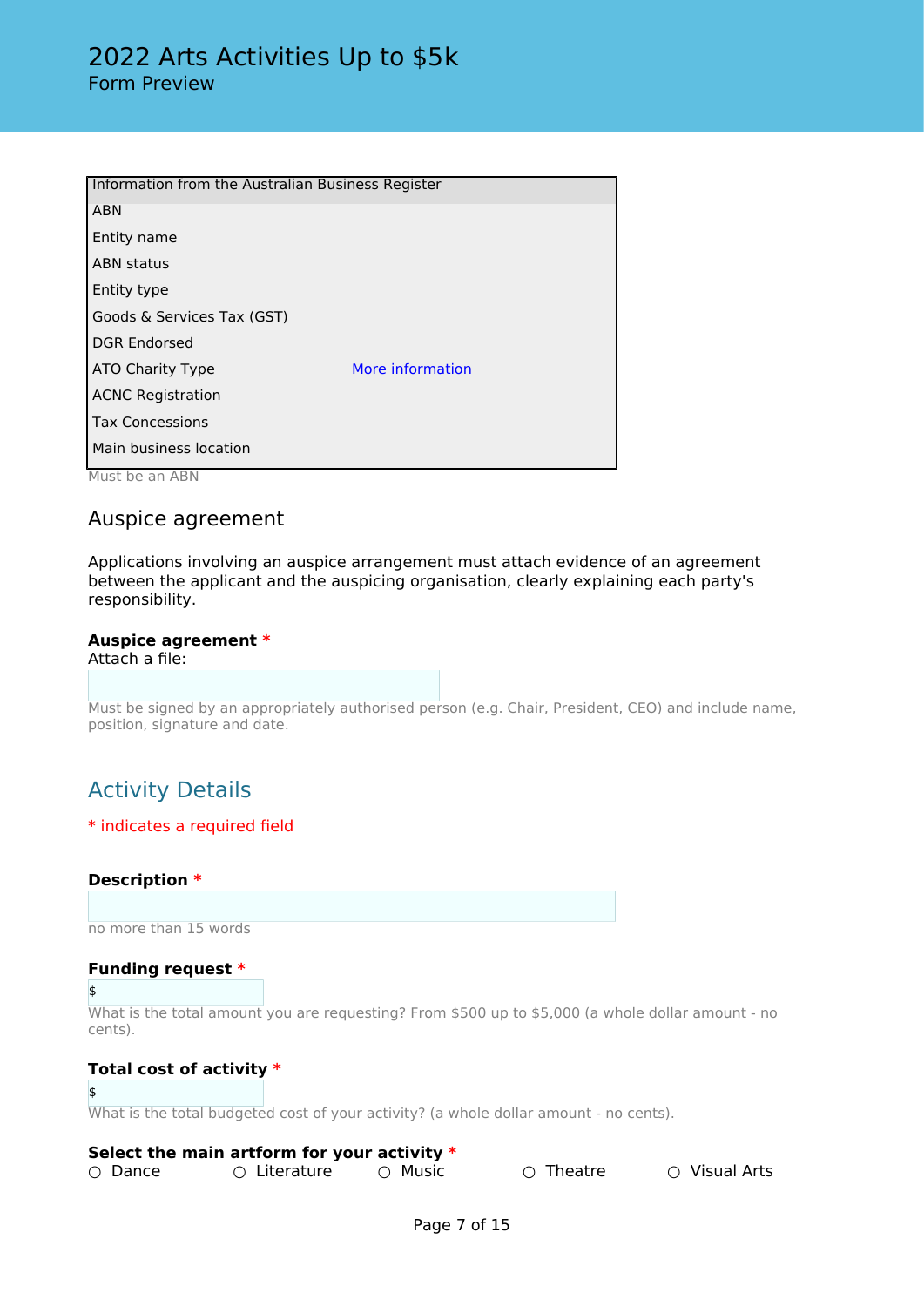# 2022 Arts Activities Up to $5k

Form Preview

| Information from the Australian Business Register | |
|---|---|
| ABN | |
| Entity name | |
| ABN status | |
| Entity type | |
| Goods & Services Tax (GST) | |
| DGR Endorsed | |
| ATO Charity Type | More information |
| ACNC Registration | |
| Tax Concessions | |
| Main business location | |

Must be an ABN

### Auspice agreement

Applications involving an auspice arrangement must attach evidence of an agreement between the applicant and the auspicing organisation, clearly explaining each party's responsibility.

**Auspice agreement** *

Attach a file:

Must be signed by an appropriately authorised person (e.g. Chair, President, CEO) and include name, position, signature and date.

## Activity Details

* indicates a required field

**Description** *

no more than 15 words

**Funding request** *

$

What is the total amount you are requesting? From $500 up to $5,000 (a whole dollar amount - no cents).

**Total cost of activity** *

$

What is the total budgeted cost of your activity? (a whole dollar amount - no cents).

**Select the main artform for your activity** *

○ Dance ○ Literature ○ Music ○ Theatre ○ Visual Arts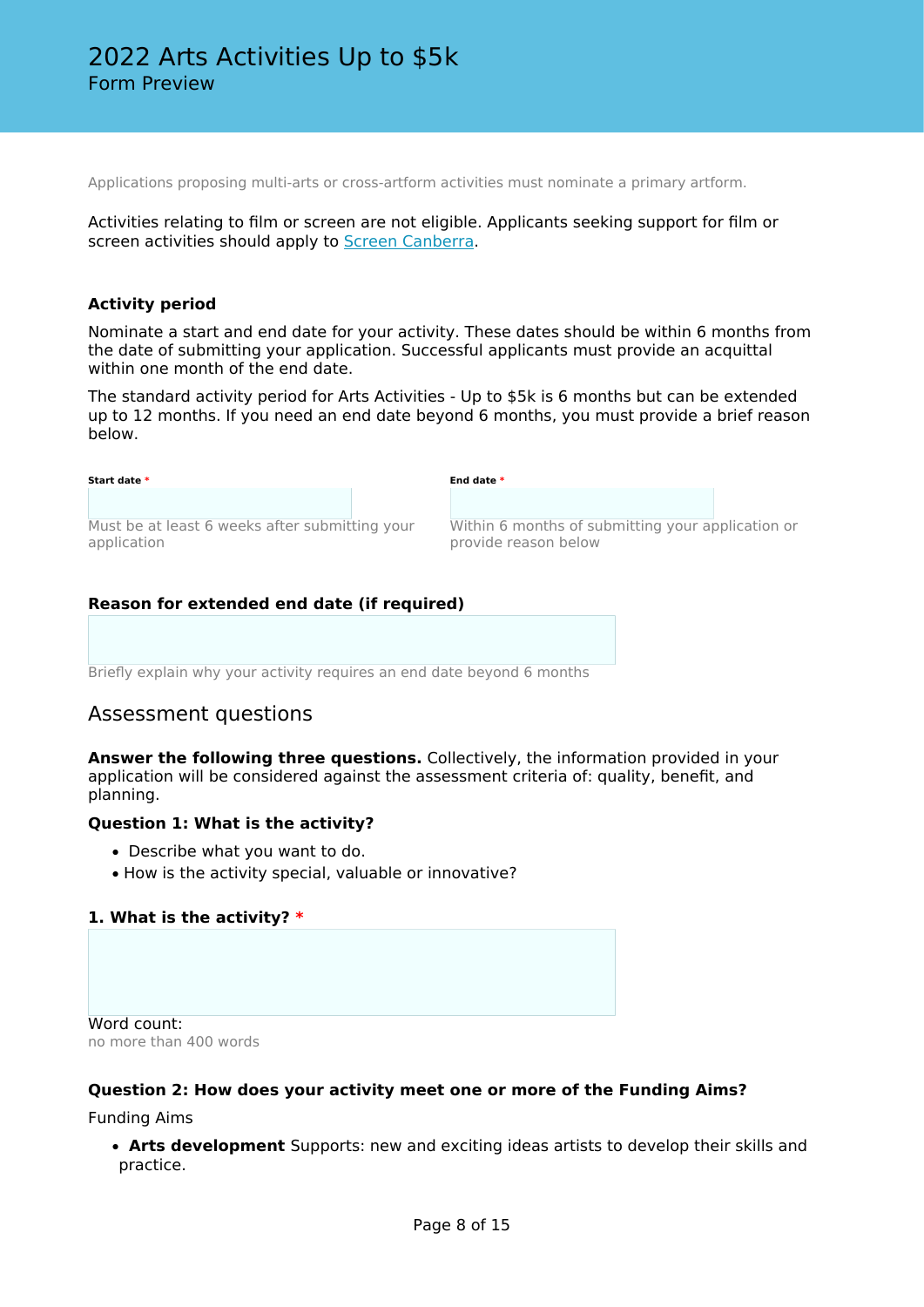# 2022 Arts Activities Up to $5k

Form Preview

Applications proposing multi-arts or cross-artform activities must nominate a primary artform.

Activities relating to film or screen are not eligible. Applicants seeking support for film or screen activities should apply to [Screen Canberra](Screen Canberra).

**Activity period**

Nominate a start and end date for your activity. These dates should be within 6 months from the date of submitting your application. Successful applicants must provide an acquittal within one month of the end date.

The standard activity period for Arts Activities - Up to $5k is 6 months but can be extended up to 12 months. If you need an end date beyond 6 months, you must provide a brief reason below.

**Start date** *

Must be at least 6 weeks after submitting your application

**End date** *

Within 6 months of submitting your application or provide reason below

**Reason for extended end date (if required)**

Briefly explain why your activity requires an end date beyond 6 months

## Assessment questions

**Answer the following three questions.** Collectively, the information provided in your application will be considered against the assessment criteria of: quality, benefit, and planning.

**Question 1: What is the activity?**

- Describe what you want to do.
- How is the activity special, valuable or innovative?

**1. What is the activity?** *

Word count:
no more than 400 words

**Question 2: How does your activity meet one or more of the Funding Aims?**

Funding Aims

- **Arts development** Supports: new and exciting ideas artists to develop their skills and practice.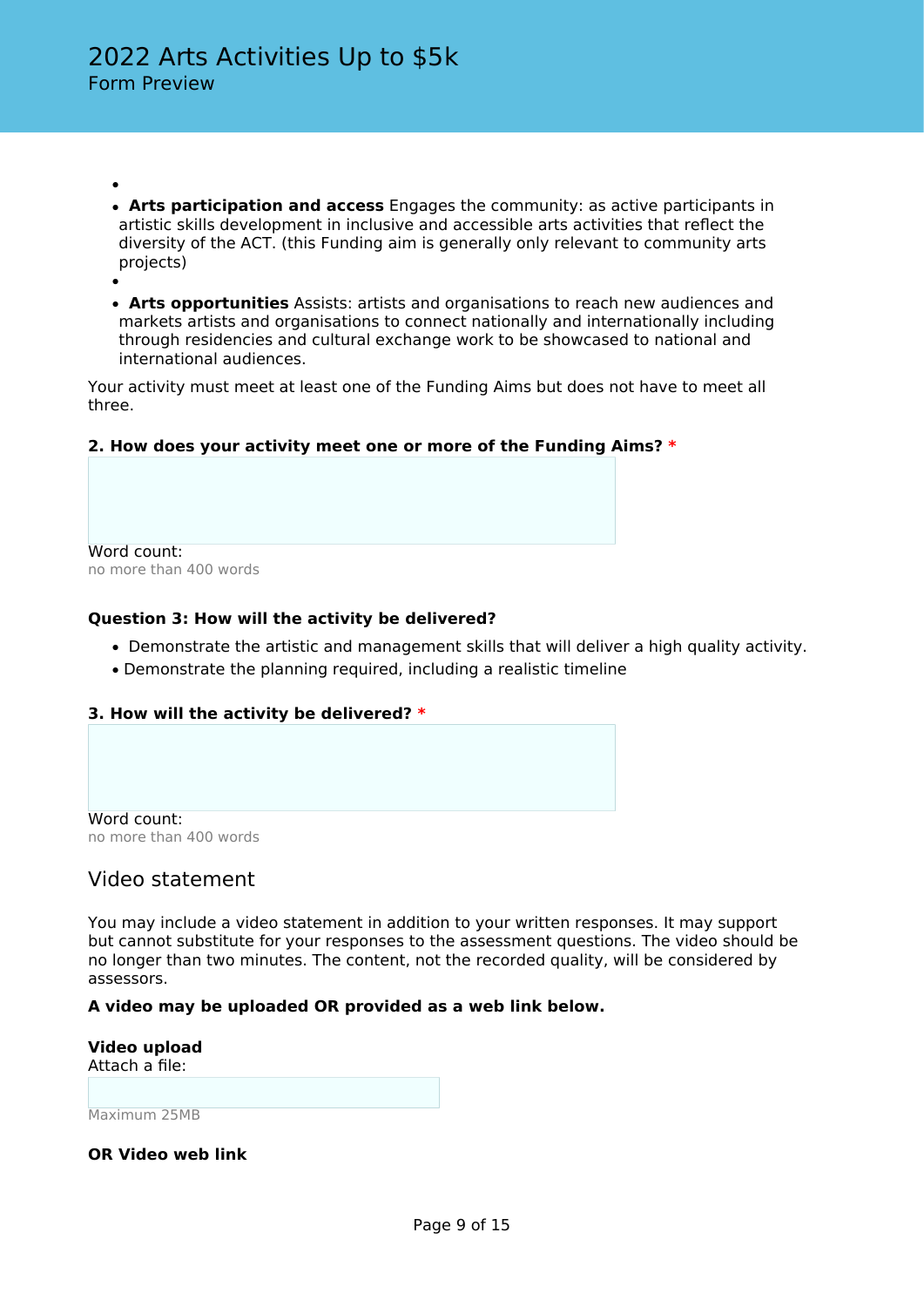- **Arts participation and access** Engages the community: as active participants in artistic skills development in inclusive and accessible arts activities that reflect the diversity of the ACT. (this Funding aim is generally only relevant to community arts projects)
- **Arts opportunities** Assists: artists and organisations to reach new audiences and markets artists and organisations to connect nationally and internationally including through residencies and cultural exchange work to be showcased to national and international audiences.

Your activity must meet at least one of the Funding Aims but does not have to meet all three.

**2. How does your activity meet one or more of the Funding Aims?** *

Word count:
no more than 400 words

**Question 3: How will the activity be delivered?**

- Demonstrate the artistic and management skills that will deliver a high quality activity.
- Demonstrate the planning required, including a realistic timeline

**3. How will the activity be delivered?** *

Word count:
no more than 400 words

## Video statement

You may include a video statement in addition to your written responses. It may support but cannot substitute for your responses to the assessment questions. The video should be no longer than two minutes. The content, not the recorded quality, will be considered by assessors.

**A video may be uploaded OR provided as a web link below.**

**Video upload**
Attach a file:

Maximum 25MB

**OR Video web link**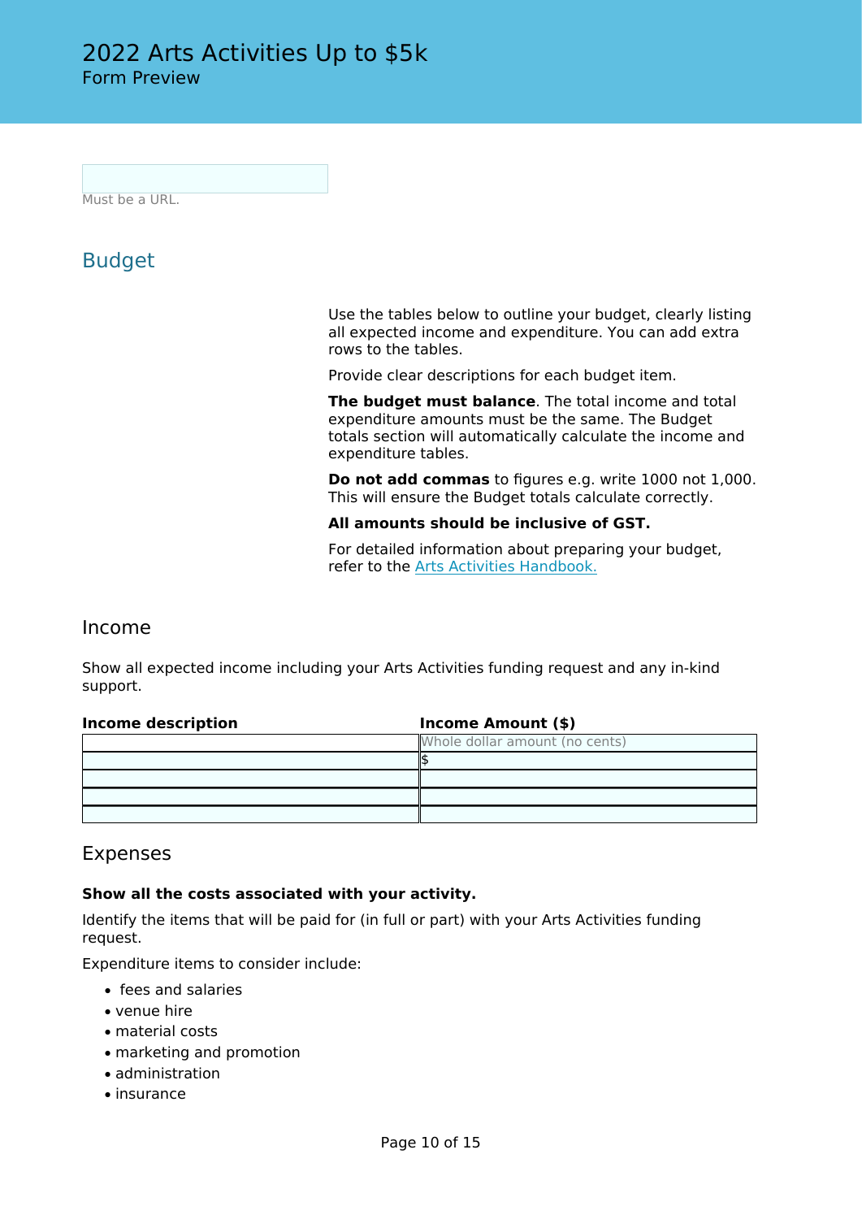Must be a URL.

## Budget

Use the tables below to outline your budget, clearly listing all expected income and expenditure. You can add extra rows to the tables.

Provide clear descriptions for each budget item.

**The budget must balance**. The total income and total expenditure amounts must be the same. The Budget totals section will automatically calculate the income and expenditure tables.

**Do not add commas** to figures e.g. write 1000 not 1,000. This will ensure the Budget totals calculate correctly.

**All amounts should be inclusive of GST.**

For detailed information about preparing your budget, refer to the [Arts Activities Handbook.]()

### Income

Show all expected income including your Arts Activities funding request and any in-kind support.

| Income description | Income Amount ($) |
| --- | --- |
| | Whole dollar amount (no cents) |
| | $ |
| | |
| | |
| | |

### Expenses

**Show all the costs associated with your activity.**

Identify the items that will be paid for (in full or part) with your Arts Activities funding request.

Expenditure items to consider include:

- fees and salaries
- venue hire
- material costs
- marketing and promotion
- administration
- insurance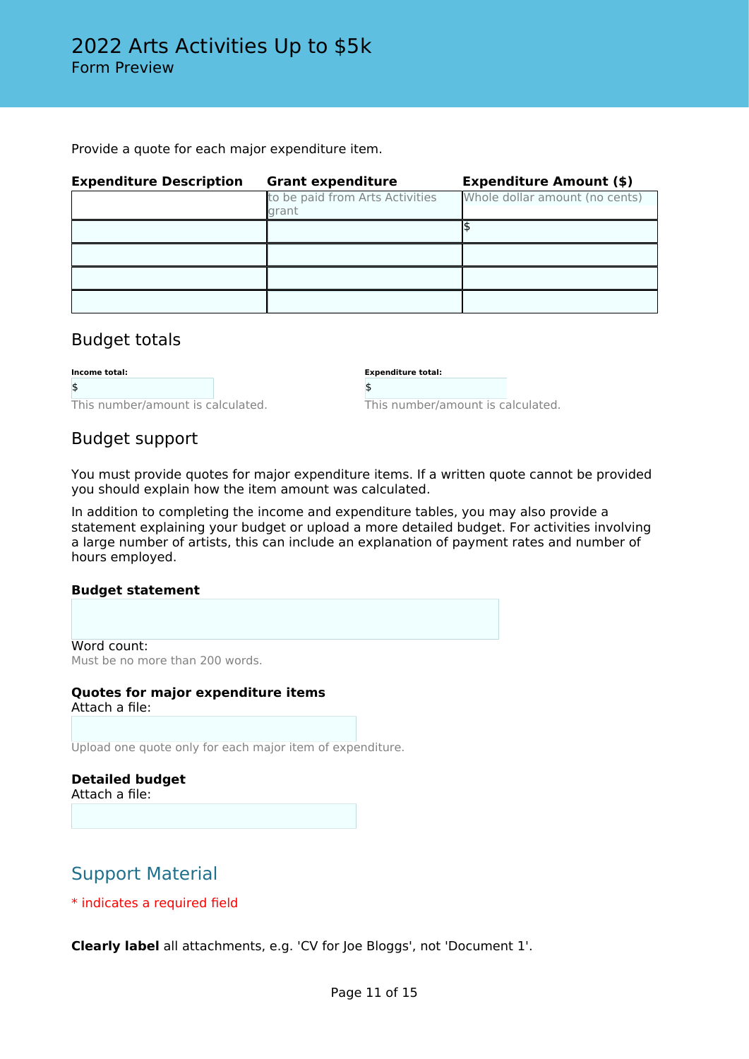# 2022 Arts Activities Up to $5k

Form Preview

Provide a quote for each major expenditure item.

| Expenditure Description | Grant expenditure | Expenditure Amount ($) |
|---|---|---|
| | to be paid from Arts Activities grant | Whole dollar amount (no cents) |
| | | $ |
| | | |
| | | |
| | | |

## Budget totals

**Income total:**
$
This number/amount is calculated.

**Expenditure total:**
$
This number/amount is calculated.

## Budget support

You must provide quotes for major expenditure items. If a written quote cannot be provided you should explain how the item amount was calculated.

In addition to completing the income and expenditure tables, you may also provide a statement explaining your budget or upload a more detailed budget. For activities involving a large number of artists, this can include an explanation of payment rates and number of hours employed.

**Budget statement**

Word count:
Must be no more than 200 words.

**Quotes for major expenditure items**
Attach a file:

Upload one quote only for each major item of expenditure.

**Detailed budget**
Attach a file:

## Support Material

* indicates a required field

**Clearly label** all attachments, e.g. 'CV for Joe Bloggs', not 'Document 1'.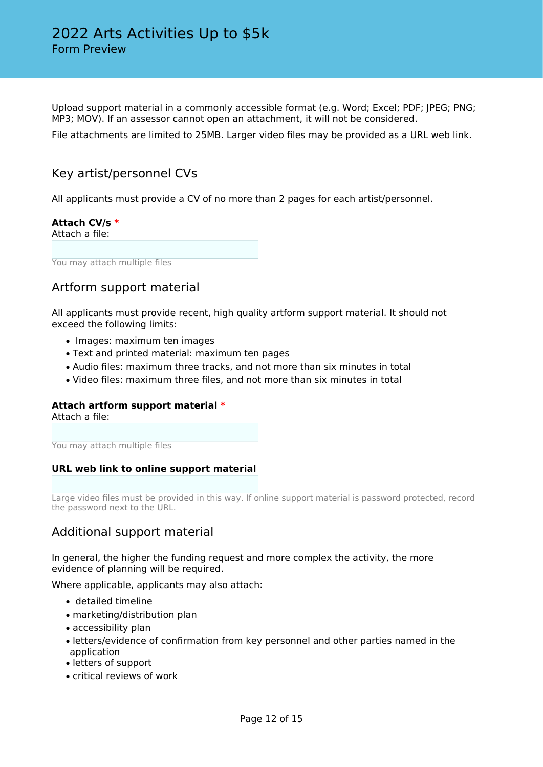Upload support material in a commonly accessible format (e.g. Word; Excel; PDF; JPEG; PNG; MP3; MOV). If an assessor cannot open an attachment, it will not be considered.

File attachments are limited to 25MB. Larger video files may be provided as a URL web link.

## Key artist/personnel CVs

All applicants must provide a CV of no more than 2 pages for each artist/personnel.

**Attach CV/s** *

Attach a file:

You may attach multiple files

## Artform support material

All applicants must provide recent, high quality artform support material. It should not exceed the following limits:

- Images: maximum ten images
- Text and printed material: maximum ten pages
- Audio files: maximum three tracks, and not more than six minutes in total
- Video files: maximum three files, and not more than six minutes in total

**Attach artform support material** *

Attach a file:

You may attach multiple files

**URL web link to online support material**

Large video files must be provided in this way. If online support material is password protected, record the password next to the URL.

## Additional support material

In general, the higher the funding request and more complex the activity, the more evidence of planning will be required.

Where applicable, applicants may also attach:

- detailed timeline
- marketing/distribution plan
- accessibility plan
- letters/evidence of confirmation from key personnel and other parties named in the application
- letters of support
- critical reviews of work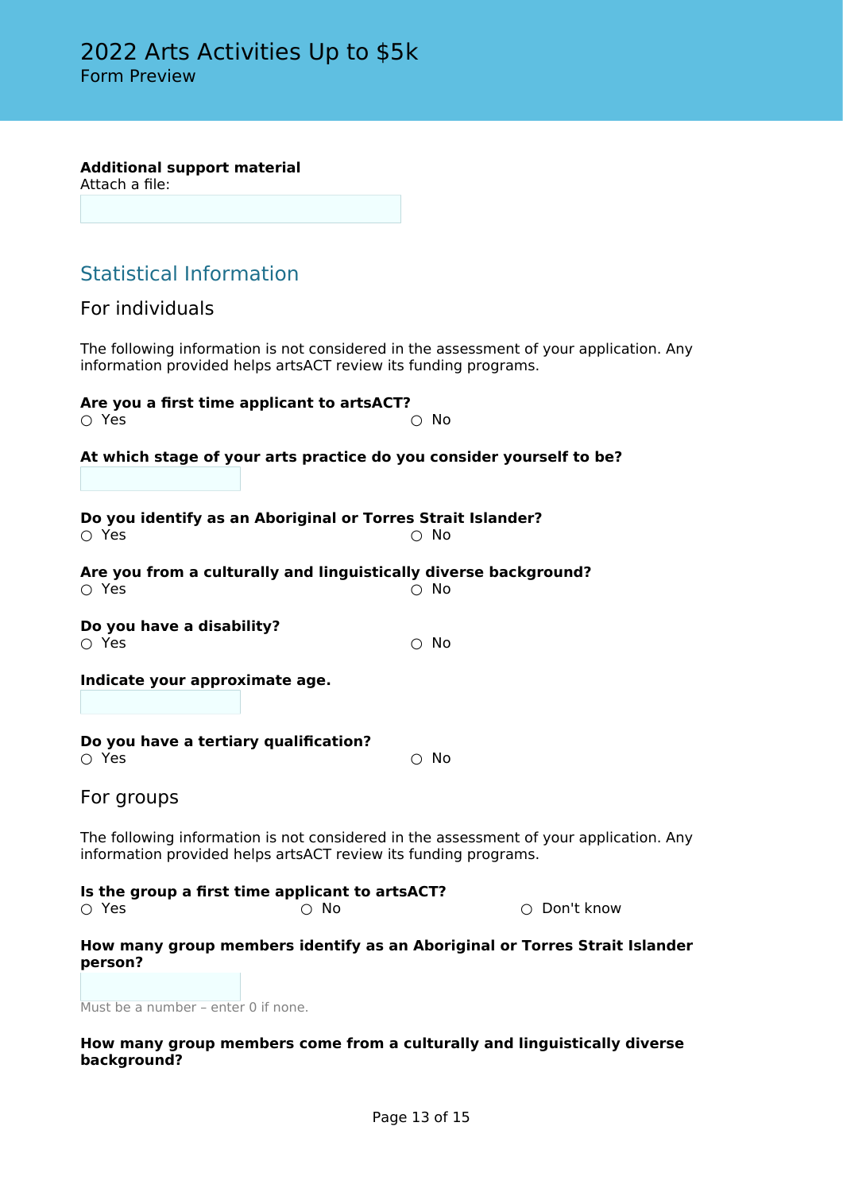# 2022 Arts Activities Up to $5k

Form Preview

**Additional support material**
Attach a file:

## Statistical Information

### For individuals

The following information is not considered in the assessment of your application. Any information provided helps artsACT review its funding programs.

**Are you a first time applicant to artsACT?**
○ Yes ○ No

**At which stage of your arts practice do you consider yourself to be?**

**Do you identify as an Aboriginal or Torres Strait Islander?**
○ Yes ○ No

**Are you from a culturally and linguistically diverse background?**
○ Yes ○ No

**Do you have a disability?**
○ Yes ○ No

**Indicate your approximate age.**

**Do you have a tertiary qualification?**
○ Yes ○ No

### For groups

The following information is not considered in the assessment of your application. Any information provided helps artsACT review its funding programs.

**Is the group a first time applicant to artsACT?**
○ Yes ○ No ○ Don't know

**How many group members identify as an Aboriginal or Torres Strait Islander person?**

Must be a number – enter 0 if none.

**How many group members come from a culturally and linguistically diverse background?**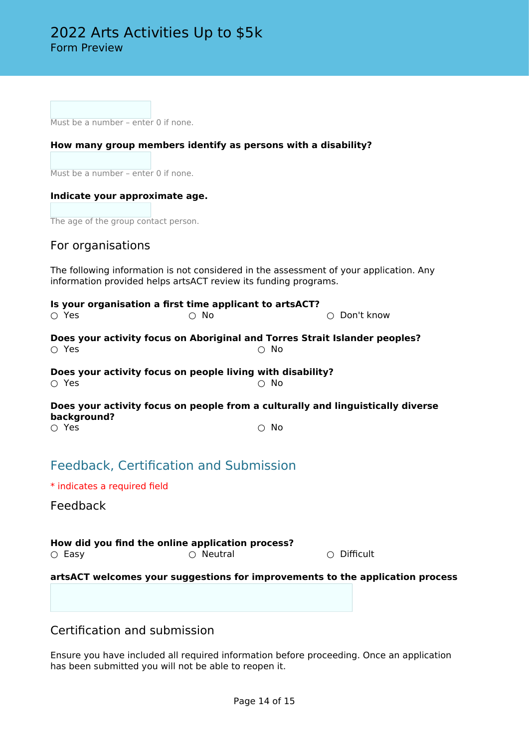Must be a number – enter 0 if none.

**How many group members identify as persons with a disability?**

Must be a number – enter 0 if none.

**Indicate your approximate age.**

The age of the group contact person.

### For organisations

The following information is not considered in the assessment of your application. Any information provided helps artsACT review its funding programs.

**Is your organisation a first time applicant to artsACT?**

○ Yes ○ No ○ Don't know

**Does your activity focus on Aboriginal and Torres Strait Islander peoples?**

○ Yes ○ No

**Does your activity focus on people living with disability?**

○ Yes ○ No

**Does your activity focus on people from a culturally and linguistically diverse background?**

○ Yes ○ No

## Feedback, Certification and Submission

* indicates a required field

### Feedback

**How did you find the online application process?**

○ Easy ○ Neutral ○ Difficult

**artsACT welcomes your suggestions for improvements to the application process**

### Certification and submission

Ensure you have included all required information before proceeding. Once an application has been submitted you will not be able to reopen it.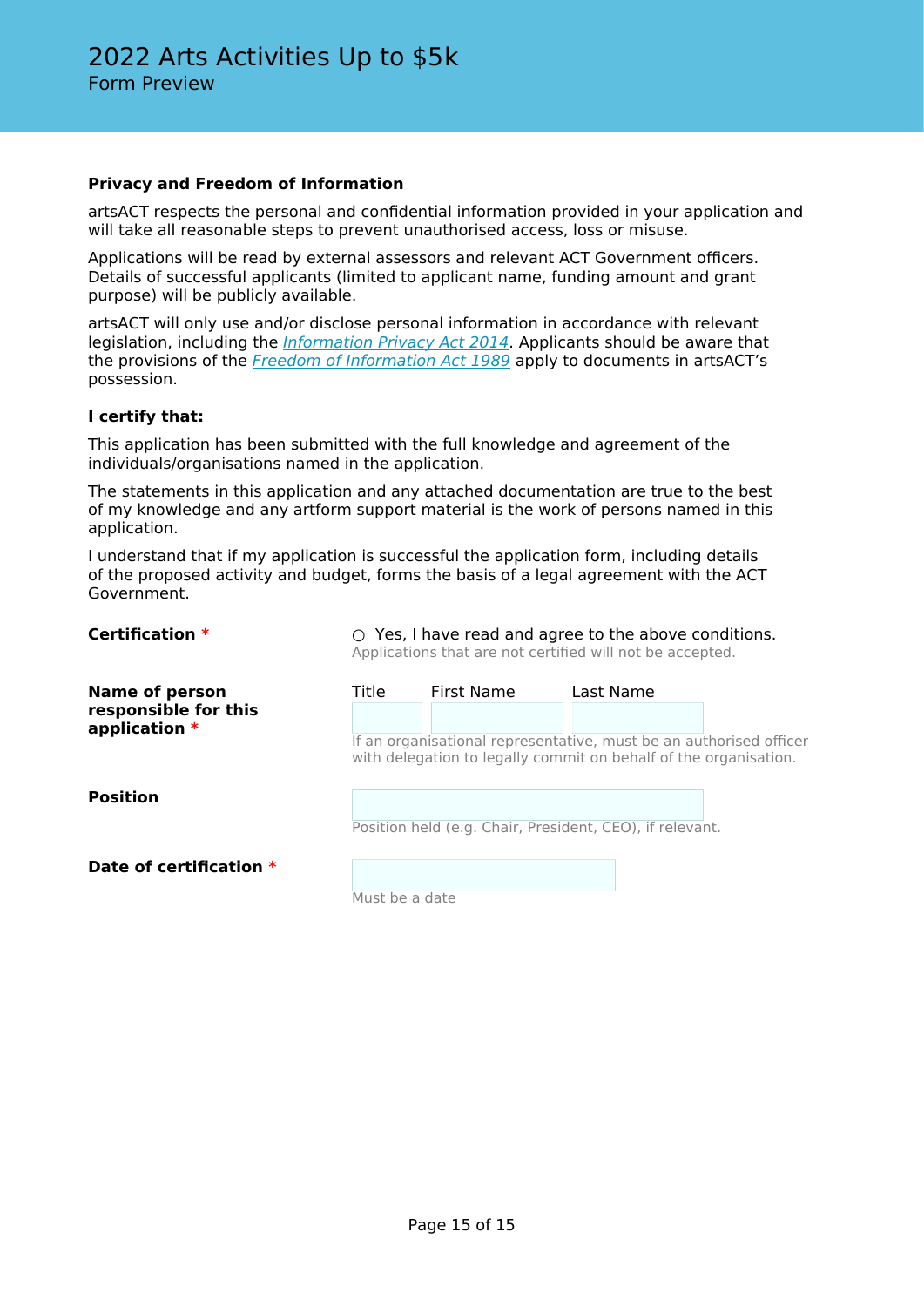# 2022 Arts Activities Up to $5k

Form Preview

**Privacy and Freedom of Information**

artsACT respects the personal and confidential information provided in your application and will take all reasonable steps to prevent unauthorised access, loss or misuse.

Applications will be read by external assessors and relevant ACT Government officers. Details of successful applicants (limited to applicant name, funding amount and grant purpose) will be publicly available.

artsACT will only use and/or disclose personal information in accordance with relevant legislation, including the *Information Privacy Act 2014*. Applicants should be aware that the provisions of the *Freedom of Information Act 1989* apply to documents in artsACT's possession.

**I certify that:**

This application has been submitted with the full knowledge and agreement of the individuals/organisations named in the application.

The statements in this application and any attached documentation are true to the best of my knowledge and any artform support material is the work of persons named in this application.

I understand that if my application is successful the application form, including details of the proposed activity and budget, forms the basis of a legal agreement with the ACT Government.

**Certification** *

○ Yes, I have read and agree to the above conditions.

Applications that are not certified will not be accepted.

**Name of person responsible for this application** *

| Title | First Name | Last Name |
|---|---|---|
| | | |

If an organisational representative, must be an authorised officer with delegation to legally commit on behalf of the organisation.

**Position**

Position held (e.g. Chair, President, CEO), if relevant.

**Date of certification** *

Must be a date